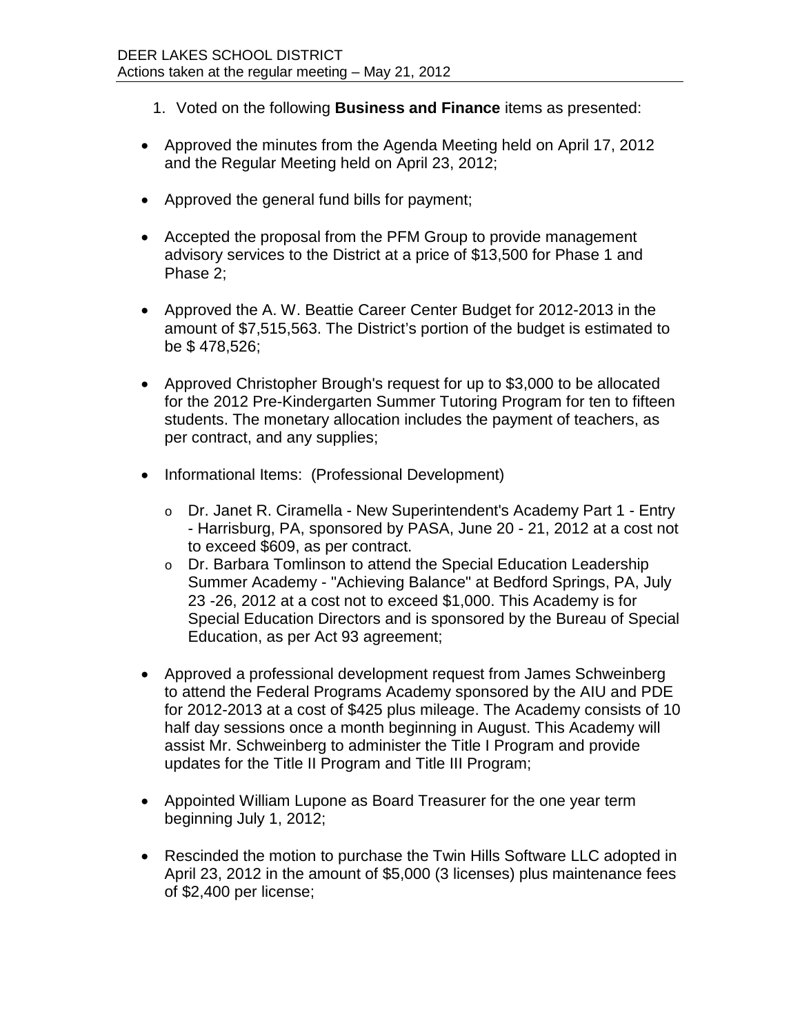DEER LAKES SCHOOL DISTRICT
Actions taken at the regular meeting – May 21, 2012

1. Voted on the following **Business and Finance** items as presented:

- Approved the minutes from the Agenda Meeting held on April 17, 2012 and the Regular Meeting held on April 23, 2012;

- Approved the general fund bills for payment;

- Accepted the proposal from the PFM Group to provide management advisory services to the District at a price of $13,500 for Phase 1 and Phase 2;

- Approved the A. W. Beattie Career Center Budget for 2012-2013 in the amount of $7,515,563. The District's portion of the budget is estimated to be $ 478,526;

- Approved Christopher Brough's request for up to $3,000 to be allocated for the 2012 Pre-Kindergarten Summer Tutoring Program for ten to fifteen students. The monetary allocation includes the payment of teachers, as per contract, and any supplies;

- Informational Items: (Professional Development)
  - Dr. Janet R. Ciramella - New Superintendent's Academy Part 1 - Entry - Harrisburg, PA, sponsored by PASA, June 20 - 21, 2012 at a cost not to exceed $609, as per contract.
  - Dr. Barbara Tomlinson to attend the Special Education Leadership Summer Academy - "Achieving Balance" at Bedford Springs, PA, July 23 -26, 2012 at a cost not to exceed $1,000. This Academy is for Special Education Directors and is sponsored by the Bureau of Special Education, as per Act 93 agreement;

- Approved a professional development request from James Schweinberg to attend the Federal Programs Academy sponsored by the AIU and PDE for 2012-2013 at a cost of $425 plus mileage. The Academy consists of 10 half day sessions once a month beginning in August. This Academy will assist Mr. Schweinberg to administer the Title I Program and provide updates for the Title II Program and Title III Program;

- Appointed William Lupone as Board Treasurer for the one year term beginning July 1, 2012;

- Rescinded the motion to purchase the Twin Hills Software LLC adopted in April 23, 2012 in the amount of $5,000 (3 licenses) plus maintenance fees of $2,400 per license;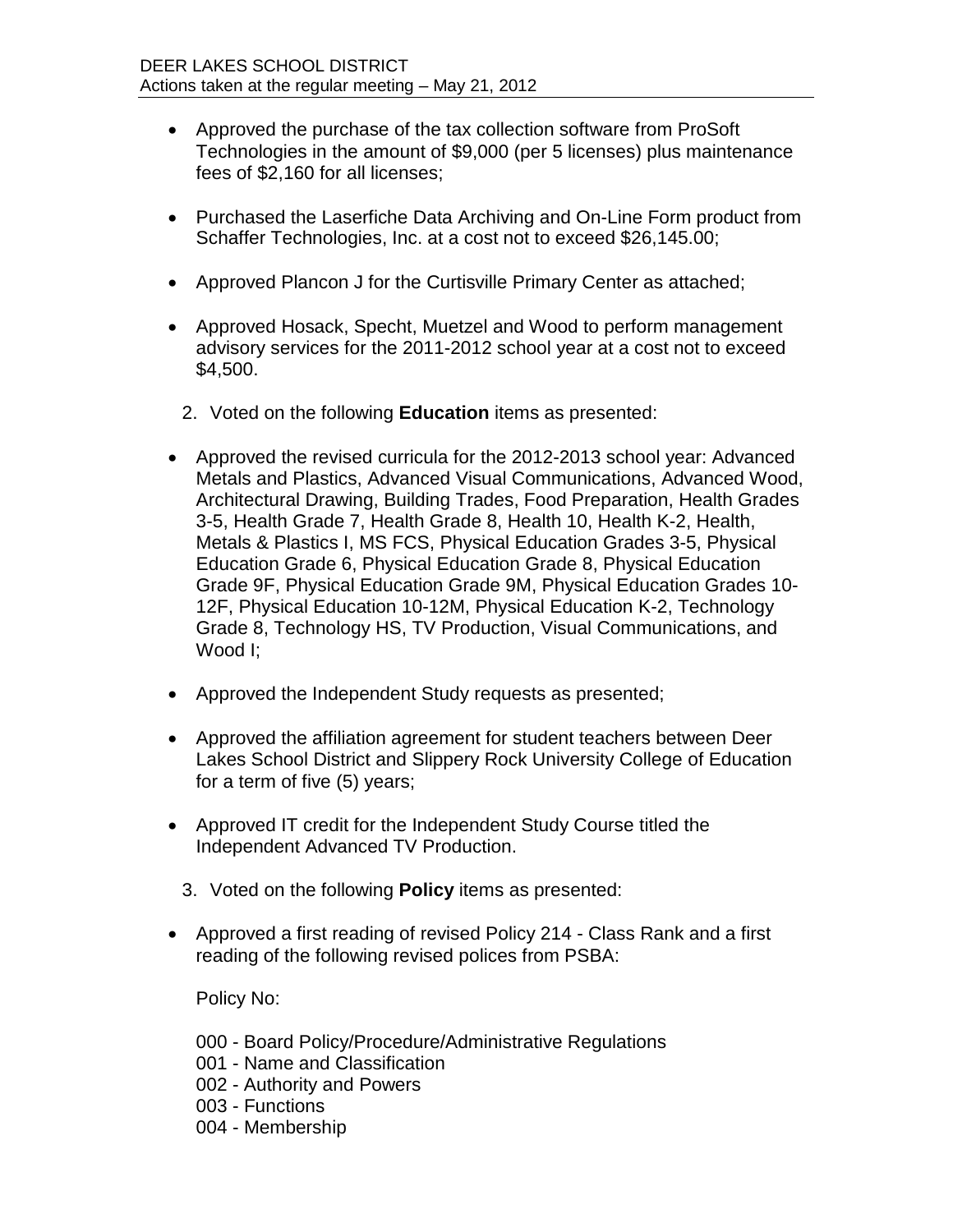- Approved the purchase of the tax collection software from ProSoft Technologies in the amount of $9,000 (per 5 licenses) plus maintenance fees of $2,160 for all licenses;

- Purchased the Laserfiche Data Archiving and On-Line Form product from Schaffer Technologies, Inc. at a cost not to exceed $26,145.00;

- Approved Plancon J for the Curtisville Primary Center as attached;

- Approved Hosack, Specht, Muetzel and Wood to perform management advisory services for the 2011-2012 school year at a cost not to exceed $4,500.

2. Voted on the following **Education** items as presented:

- Approved the revised curricula for the 2012-2013 school year: Advanced Metals and Plastics, Advanced Visual Communications, Advanced Wood, Architectural Drawing, Building Trades, Food Preparation, Health Grades 3-5, Health Grade 7, Health Grade 8, Health 10, Health K-2, Health, Metals & Plastics I, MS FCS, Physical Education Grades 3-5, Physical Education Grade 6, Physical Education Grade 8, Physical Education Grade 9F, Physical Education Grade 9M, Physical Education Grades 10-12F, Physical Education 10-12M, Physical Education K-2, Technology Grade 8, Technology HS, TV Production, Visual Communications, and Wood I;

- Approved the Independent Study requests as presented;

- Approved the affiliation agreement for student teachers between Deer Lakes School District and Slippery Rock University College of Education for a term of five (5) years;

- Approved IT credit for the Independent Study Course titled the Independent Advanced TV Production.

3. Voted on the following **Policy** items as presented:

- Approved a first reading of revised Policy 214 - Class Rank and a first reading of the following revised polices from PSBA:

  Policy No:

  000 - Board Policy/Procedure/Administrative Regulations
  001 - Name and Classification
  002 - Authority and Powers
  003 - Functions
  004 - Membership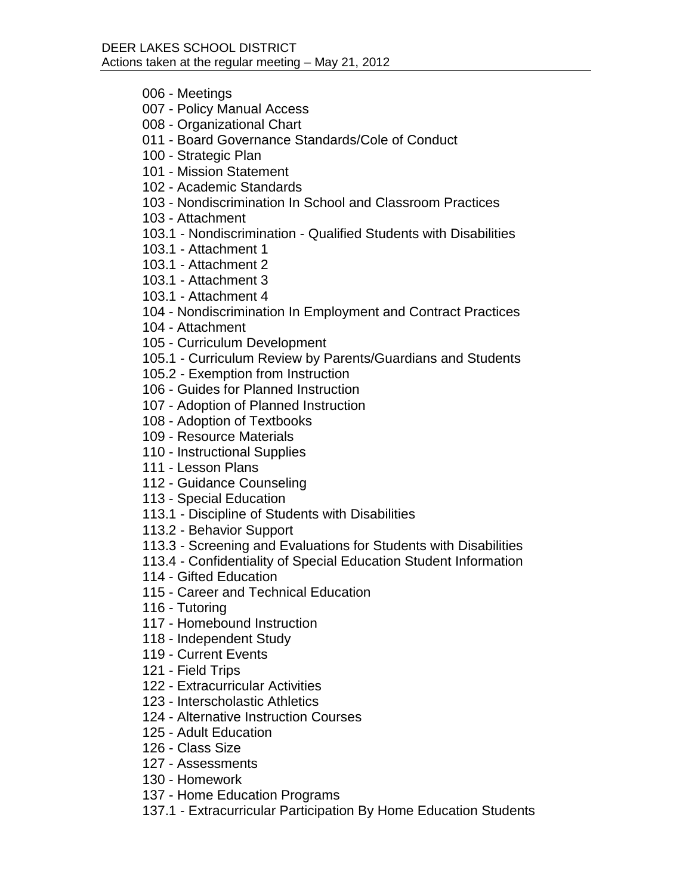006 - Meetings
007 - Policy Manual Access
008 - Organizational Chart
011 - Board Governance Standards/Cole of Conduct
100 - Strategic Plan
101 - Mission Statement
102 - Academic Standards
103 - Nondiscrimination In School and Classroom Practices
103 - Attachment
103.1 - Nondiscrimination - Qualified Students with Disabilities
103.1 - Attachment 1
103.1 - Attachment 2
103.1 - Attachment 3
103.1 - Attachment 4
104 - Nondiscrimination In Employment and Contract Practices
104 - Attachment
105 - Curriculum Development
105.1 - Curriculum Review by Parents/Guardians and Students
105.2 - Exemption from Instruction
106 - Guides for Planned Instruction
107 - Adoption of Planned Instruction
108 - Adoption of Textbooks
109 - Resource Materials
110 - Instructional Supplies
111 - Lesson Plans
112 - Guidance Counseling
113 - Special Education
113.1 - Discipline of Students with Disabilities
113.2 - Behavior Support
113.3 - Screening and Evaluations for Students with Disabilities
113.4 - Confidentiality of Special Education Student Information
114 - Gifted Education
115 - Career and Technical Education
116 - Tutoring
117 - Homebound Instruction
118 - Independent Study
119 - Current Events
121 - Field Trips
122 - Extracurricular Activities
123 - Interscholastic Athletics
124 - Alternative Instruction Courses
125 - Adult Education
126 - Class Size
127 - Assessments
130 - Homework
137 - Home Education Programs
137.1 - Extracurricular Participation By Home Education Students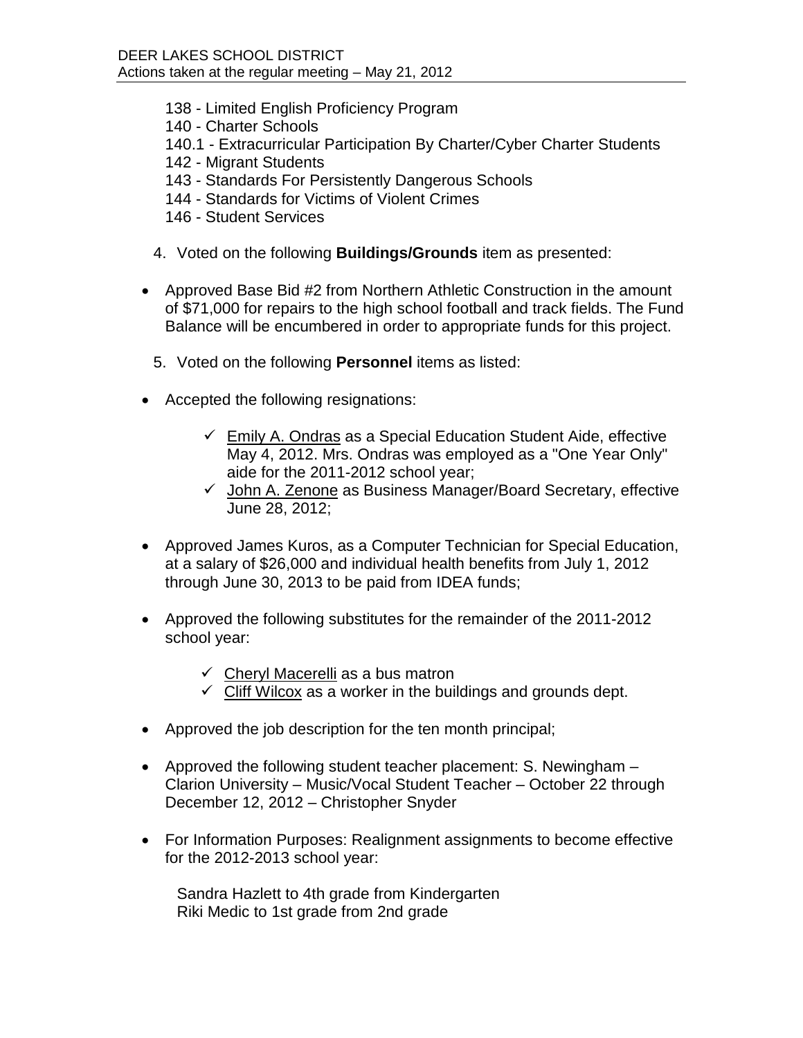138 - Limited English Proficiency Program
140 - Charter Schools
140.1 - Extracurricular Participation By Charter/Cyber Charter Students
142 - Migrant Students
143 - Standards For Persistently Dangerous Schools
144 - Standards for Victims of Violent Crimes
146 - Student Services

4. Voted on the following **Buildings/Grounds** item as presented:

- Approved Base Bid #2 from Northern Athletic Construction in the amount of $71,000 for repairs to the high school football and track fields. The Fund Balance will be encumbered in order to appropriate funds for this project.

5. Voted on the following **Personnel** items as listed:

- Accepted the following resignations:
  - ✓ Emily A. Ondras as a Special Education Student Aide, effective May 4, 2012. Mrs. Ondras was employed as a "One Year Only" aide for the 2011-2012 school year;
  - ✓ John A. Zenone as Business Manager/Board Secretary, effective June 28, 2012;

- Approved James Kuros, as a Computer Technician for Special Education, at a salary of $26,000 and individual health benefits from July 1, 2012 through June 30, 2013 to be paid from IDEA funds;

- Approved the following substitutes for the remainder of the 2011-2012 school year:
  - ✓ Cheryl Macerelli as a bus matron
  - ✓ Cliff Wilcox as a worker in the buildings and grounds dept.

- Approved the job description for the ten month principal;

- Approved the following student teacher placement: S. Newingham – Clarion University – Music/Vocal Student Teacher – October 22 through December 12, 2012 – Christopher Snyder

- For Information Purposes: Realignment assignments to become effective for the 2012-2013 school year:

  Sandra Hazlett to 4th grade from Kindergarten
  Riki Medic to 1st grade from 2nd grade